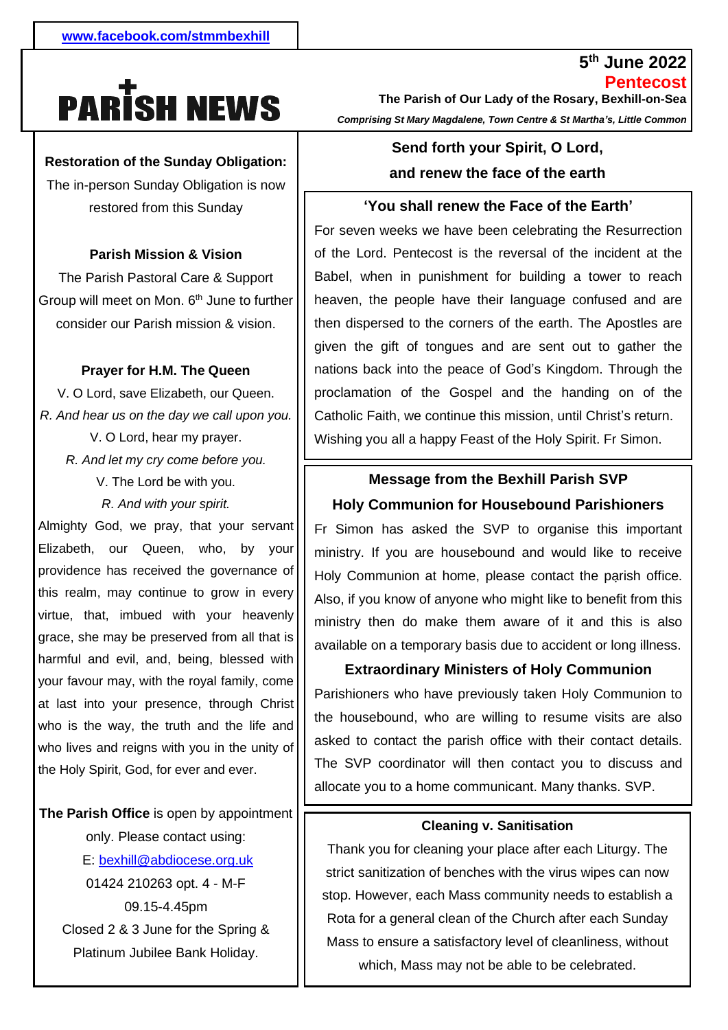www.facebook.com/stmmbexhill

# PARISH NEWS

**5th June 2022**
**Pentecost**

**The Parish of Our Lady of the Rosary, Bexhill-on-Sea**

***Comprising St Mary Magdalene, Town Centre & St Martha's, Little Common***

**Restoration of the Sunday Obligation:**
The in-person Sunday Obligation is now restored from this Sunday

**Parish Mission & Vision**

The Parish Pastoral Care & Support Group will meet on Mon. 6th June to further consider our Parish mission & vision.

**Prayer for H.M. The Queen**

V. O Lord, save Elizabeth, our Queen.
*R. And hear us on the day we call upon you.*
V. O Lord, hear my prayer.
*R. And let my cry come before you.*
V. The Lord be with you.
*R. And with your spirit.*

Almighty God, we pray, that your servant Elizabeth, our Queen, who, by your providence has received the governance of this realm, may continue to grow in every virtue, that, imbued with your heavenly grace, she may be preserved from all that is harmful and evil, and, being, blessed with your favour may, with the royal family, come at last into your presence, through Christ who is the way, the truth and the life and who lives and reigns with you in the unity of the Holy Spirit, God, for ever and ever.

**The Parish Office** is open by appointment only. Please contact using:
E: bexhill@abdiocese.org.uk
01424 210263 opt. 4 - M-F
09.15-4.45pm
Closed 2 & 3 June for the Spring & Platinum Jubilee Bank Holiday.

**Send forth your Spirit, O Lord,**
**and renew the face of the earth**

**'You shall renew the Face of the Earth'**

For seven weeks we have been celebrating the Resurrection of the Lord. Pentecost is the reversal of the incident at the Babel, when in punishment for building a tower to reach heaven, the people have their language confused and are then dispersed to the corners of the earth. The Apostles are given the gift of tongues and are sent out to gather the nations back into the peace of God's Kingdom. Through the proclamation of the Gospel and the handing on of the Catholic Faith, we continue this mission, until Christ's return. Wishing you all a happy Feast of the Holy Spirit. Fr Simon.

**Message from the Bexhill Parish SVP**

**Holy Communion for Housebound Parishioners**

Fr Simon has asked the SVP to organise this important ministry. If you are housebound and would like to receive Holy Communion at home, please contact the parish office. Also, if you know of anyone who might like to benefit from this ministry then do make them aware of it and this is also available on a temporary basis due to accident or long illness.

**Extraordinary Ministers of Holy Communion**

Parishioners who have previously taken Holy Communion to the housebound, who are willing to resume visits are also asked to contact the parish office with their contact details. The SVP coordinator will then contact you to discuss and allocate you to a home communicant. Many thanks. SVP.

**Cleaning v. Sanitisation**

Thank you for cleaning your place after each Liturgy. The strict sanitization of benches with the virus wipes can now stop. However, each Mass community needs to establish a Rota for a general clean of the Church after each Sunday Mass to ensure a satisfactory level of cleanliness, without which, Mass may not be able to be celebrated.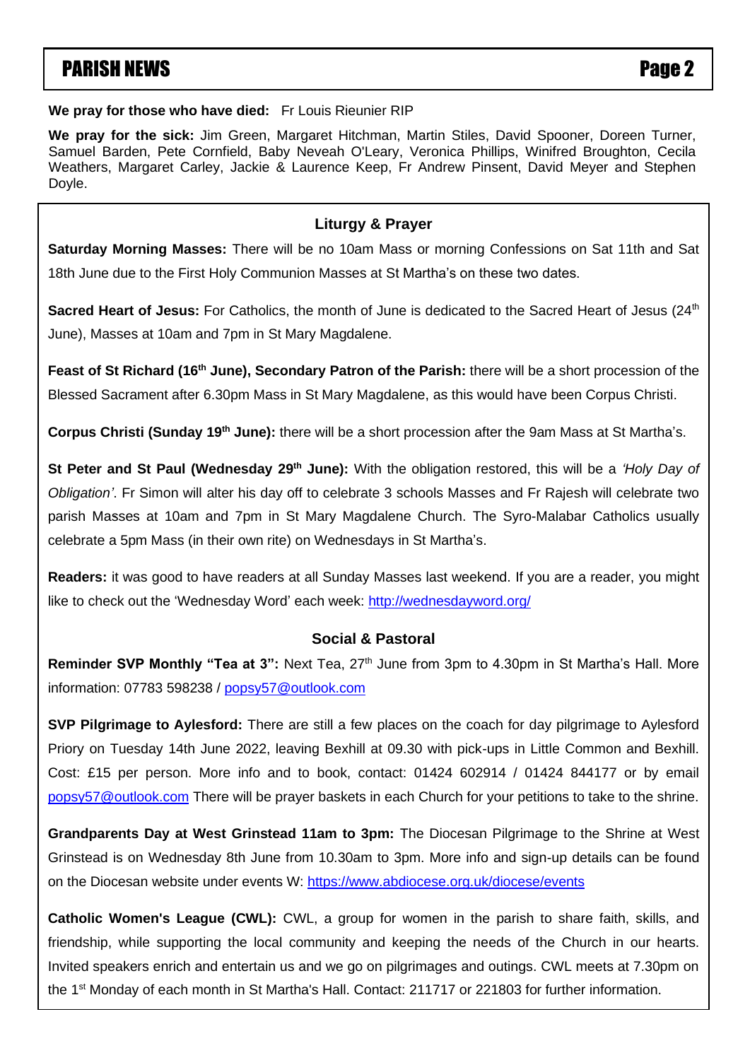**We pray for those who have died:** Fr Louis Rieunier RIP

**We pray for the sick:** Jim Green, Margaret Hitchman, Martin Stiles, David Spooner, Doreen Turner, Samuel Barden, Pete Cornfield, Baby Neveah O'Leary, Veronica Phillips, Winifred Broughton, Cecila Weathers, Margaret Carley, Jackie & Laurence Keep, Fr Andrew Pinsent, David Meyer and Stephen Doyle.

### Liturgy & Prayer

**Saturday Morning Masses:** There will be no 10am Mass or morning Confessions on Sat 11th and Sat 18th June due to the First Holy Communion Masses at St Martha's on these two dates.

**Sacred Heart of Jesus:** For Catholics, the month of June is dedicated to the Sacred Heart of Jesus (24th June), Masses at 10am and 7pm in St Mary Magdalene.

**Feast of St Richard (16th June), Secondary Patron of the Parish:** there will be a short procession of the Blessed Sacrament after 6.30pm Mass in St Mary Magdalene, as this would have been Corpus Christi.

**Corpus Christi (Sunday 19th June):** there will be a short procession after the 9am Mass at St Martha's.

**St Peter and St Paul (Wednesday 29th June):** With the obligation restored, this will be a *'Holy Day of Obligation'*. Fr Simon will alter his day off to celebrate 3 schools Masses and Fr Rajesh will celebrate two parish Masses at 10am and 7pm in St Mary Magdalene Church. The Syro-Malabar Catholics usually celebrate a 5pm Mass (in their own rite) on Wednesdays in St Martha's.

**Readers:** it was good to have readers at all Sunday Masses last weekend. If you are a reader, you might like to check out the 'Wednesday Word' each week: http://wednesdayword.org/

### Social & Pastoral

**Reminder SVP Monthly "Tea at 3":** Next Tea, 27th June from 3pm to 4.30pm in St Martha's Hall. More information: 07783 598238 / popsy57@outlook.com

**SVP Pilgrimage to Aylesford:** There are still a few places on the coach for day pilgrimage to Aylesford Priory on Tuesday 14th June 2022, leaving Bexhill at 09.30 with pick-ups in Little Common and Bexhill. Cost: £15 per person. More info and to book, contact: 01424 602914 / 01424 844177 or by email popsy57@outlook.com There will be prayer baskets in each Church for your petitions to take to the shrine.

**Grandparents Day at West Grinstead 11am to 3pm:** The Diocesan Pilgrimage to the Shrine at West Grinstead is on Wednesday 8th June from 10.30am to 3pm. More info and sign-up details can be found on the Diocesan website under events W: https://www.abdiocese.org.uk/diocese/events

**Catholic Women's League (CWL):** CWL, a group for women in the parish to share faith, skills, and friendship, while supporting the local community and keeping the needs of the Church in our hearts. Invited speakers enrich and entertain us and we go on pilgrimages and outings. CWL meets at 7.30pm on the 1st Monday of each month in St Martha's Hall. Contact: 211717 or 221803 for further information.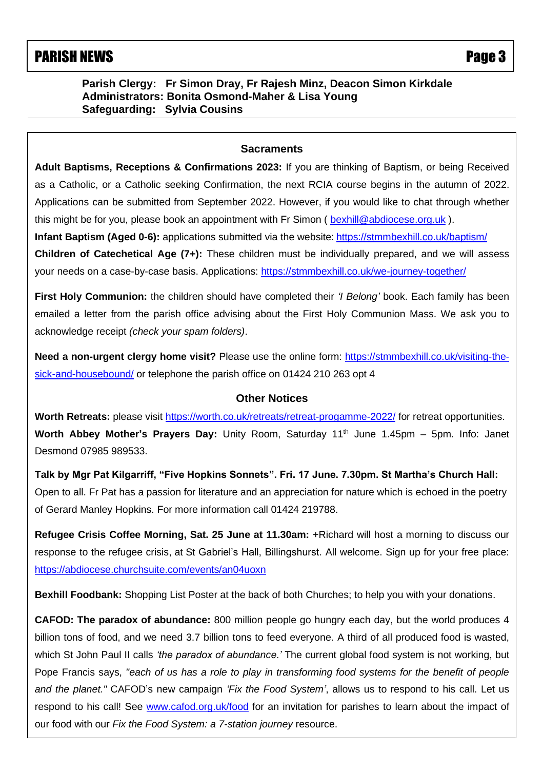**Parish Clergy: Fr Simon Dray, Fr Rajesh Minz, Deacon Simon Kirkdale**
**Administrators: Bonita Osmond-Maher & Lisa Young**
**Safeguarding: Sylvia Cousins**

## Sacraments

**Adult Baptisms, Receptions & Confirmations 2023:** If you are thinking of Baptism, or being Received as a Catholic, or a Catholic seeking Confirmation, the next RCIA course begins in the autumn of 2022. Applications can be submitted from September 2022. However, if you would like to chat through whether this might be for you, please book an appointment with Fr Simon ( bexhill@abdiocese.org.uk ).

**Infant Baptism (Aged 0-6):** applications submitted via the website: https://stmmbexhill.co.uk/baptism/

**Children of Catechetical Age (7+):** These children must be individually prepared, and we will assess your needs on a case-by-case basis. Applications: https://stmmbexhill.co.uk/we-journey-together/

**First Holy Communion:** the children should have completed their *'I Belong'* book. Each family has been emailed a letter from the parish office advising about the First Holy Communion Mass. We ask you to acknowledge receipt *(check your spam folders)*.

**Need a non-urgent clergy home visit?** Please use the online form: https://stmmbexhill.co.uk/visiting-the-sick-and-housebound/ or telephone the parish office on 01424 210 263 opt 4

## Other Notices

**Worth Retreats:** please visit https://worth.co.uk/retreats/retreat-progamme-2022/ for retreat opportunities.

**Worth Abbey Mother's Prayers Day:** Unity Room, Saturday 11th June 1.45pm – 5pm. Info: Janet Desmond 07985 989533.

**Talk by Mgr Pat Kilgarriff, "Five Hopkins Sonnets". Fri. 17 June. 7.30pm. St Martha's Church Hall:** Open to all. Fr Pat has a passion for literature and an appreciation for nature which is echoed in the poetry of Gerard Manley Hopkins. For more information call 01424 219788.

**Refugee Crisis Coffee Morning, Sat. 25 June at 11.30am:** +Richard will host a morning to discuss our response to the refugee crisis, at St Gabriel's Hall, Billingshurst. All welcome. Sign up for your free place: https://abdiocese.churchsuite.com/events/an04uoxn

**Bexhill Foodbank:** Shopping List Poster at the back of both Churches; to help you with your donations.

**CAFOD: The paradox of abundance:** 800 million people go hungry each day, but the world produces 4 billion tons of food, and we need 3.7 billion tons to feed everyone. A third of all produced food is wasted, which St John Paul II calls *'the paradox of abundance.'* The current global food system is not working, but Pope Francis says, *"each of us has a role to play in transforming food systems for the benefit of people and the planet."* CAFOD's new campaign *'Fix the Food System'*, allows us to respond to his call. Let us respond to his call! See www.cafod.org.uk/food for an invitation for parishes to learn about the impact of our food with our *Fix the Food System: a 7-station journey* resource.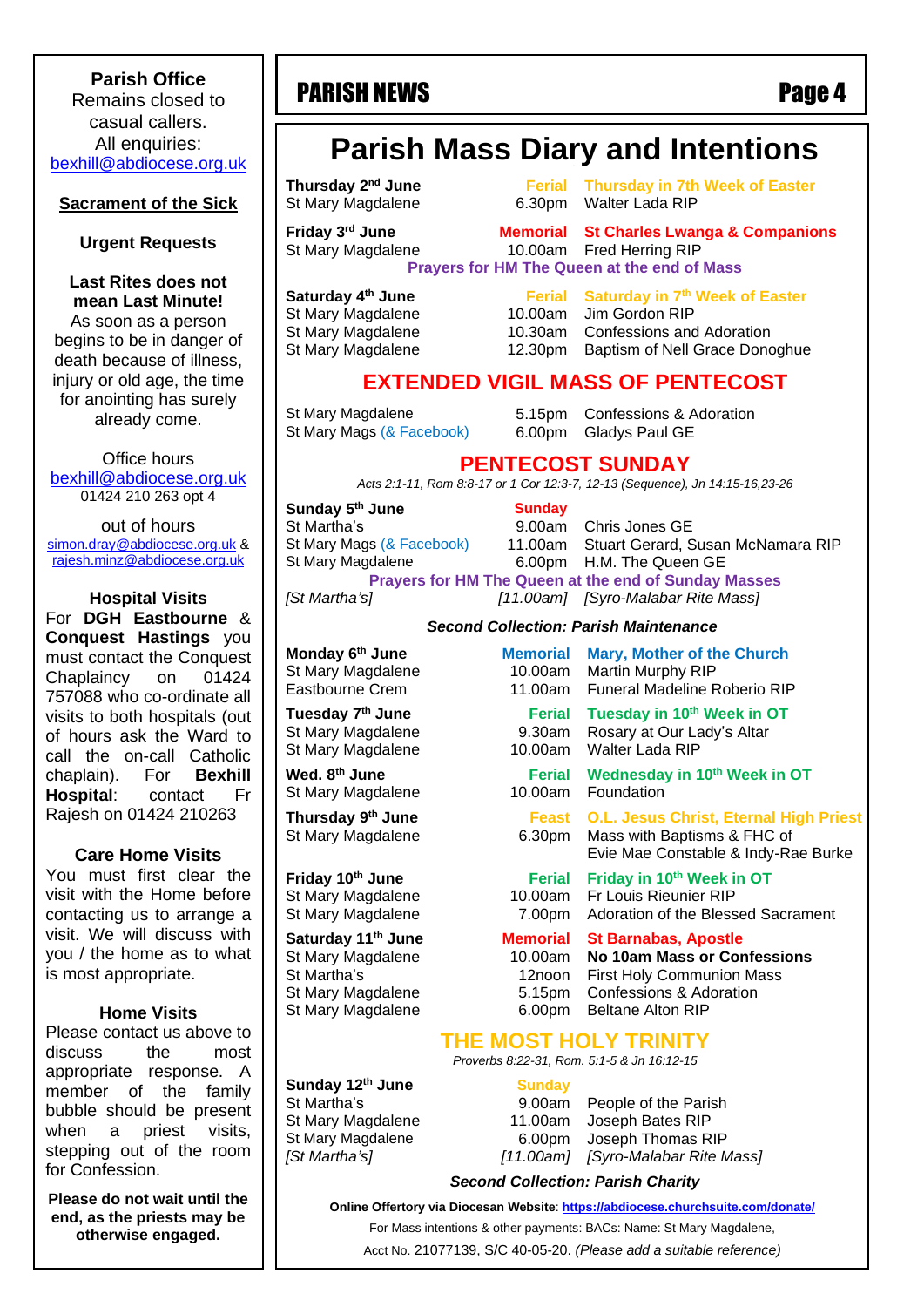**Parish Office**
Remains closed to casual callers.
All enquiries:
bexhill@abdiocese.org.uk

**Sacrament of the Sick**

**Urgent Requests**

**Last Rites does not mean Last Minute!**
As soon as a person begins to be in danger of death because of illness, injury or old age, the time for anointing has surely already come.

Office hours
bexhill@abdiocese.org.uk
01424 210 263 opt 4

out of hours
simon.dray@abdiocese.org.uk & rajesh.minz@abdiocese.org.uk

**Hospital Visits**
For **DGH Eastbourne** & **Conquest Hastings** you must contact the Conquest Chaplaincy on 01424 757088 who co-ordinate all visits to both hospitals (out of hours ask the Ward to call the on-call Catholic chaplain). For **Bexhill Hospital**: contact Fr Rajesh on 01424 210263

**Care Home Visits**
You must first clear the visit with the Home before contacting us to arrange a visit. We will discuss with you / the home as to what is most appropriate.

**Home Visits**
Please contact us above to discuss the most appropriate response. A member of the family bubble should be present when a priest visits, stepping out of the room for Confession.

**Please do not wait until the end, as the priests may be otherwise engaged.**

# PARISH NEWS

## Parish Mass Diary and Intentions

| | | |
|---|---|---|
| **Thursday 2nd June** | **Ferial** | **Thursday in 7th Week of Easter** |
| St Mary Magdalene | 6.30pm | Walter Lada RIP |
| **Friday 3rd June** | **Memorial** | **St Charles Lwanga & Companions** |
| St Mary Magdalene | 10.00am | Fred Herring RIP |
| | | **Prayers for HM The Queen at the end of Mass** |
| **Saturday 4th June** | **Ferial** | **Saturday in 7th Week of Easter** |
| St Mary Magdalene | 10.00am | Jim Gordon RIP |
| St Mary Magdalene | 10.30am | Confessions and Adoration |
| St Mary Magdalene | 12.30pm | Baptism of Nell Grace Donoghue |

### EXTENDED VIGIL MASS OF PENTECOST

| | | |
|---|---|---|
| St Mary Magdalene | 5.15pm | Confessions & Adoration |
| St Mary Mags (& Facebook) | 6.00pm | Gladys Paul GE |

### PENTECOST SUNDAY

*Acts 2:1-11, Rom 8:8-17 or 1 Cor 12:3-7, 12-13 (Sequence), Jn 14:15-16,23-26*

| | | |
|---|---|---|
| **Sunday 5th June** | **Sunday** | |
| St Martha's | 9.00am | Chris Jones GE |
| St Mary Mags (& Facebook) | 11.00am | Stuart Gerard, Susan McNamara RIP |
| St Mary Magdalene | 6.00pm | H.M. The Queen GE |
| | | **Prayers for HM The Queen at the end of Sunday Masses** |
| *[St Martha's]* | *[11.00am]* | *[Syro-Malabar Rite Mass]* |

***Second Collection: Parish Maintenance***

| | | |
|---|---|---|
| **Monday 6th June** | **Memorial** | **Mary, Mother of the Church** |
| St Mary Magdalene | 10.00am | Martin Murphy RIP |
| Eastbourne Crem | 11.00am | Funeral Madeline Roberio RIP |
| **Tuesday 7th June** | **Ferial** | **Tuesday in 10th Week in OT** |
| St Mary Magdalene | 9.30am | Rosary at Our Lady's Altar |
| St Mary Magdalene | 10.00am | Walter Lada RIP |
| **Wed. 8th June** | **Ferial** | **Wednesday in 10th Week in OT** |
| St Mary Magdalene | 10.00am | Foundation |
| **Thursday 9th June** | **Feast** | **O.L. Jesus Christ, Eternal High Priest** |
| St Mary Magdalene | 6.30pm | Mass with Baptisms & FHC of Evie Mae Constable & Indy-Rae Burke |
| **Friday 10th June** | **Ferial** | **Friday in 10th Week in OT** |
| St Mary Magdalene | 10.00am | Fr Louis Rieunier RIP |
| St Mary Magdalene | 7.00pm | Adoration of the Blessed Sacrament |
| **Saturday 11th June** | **Memorial** | **St Barnabas, Apostle** |
| St Mary Magdalene | 10.00am | **No 10am Mass or Confessions** |
| St Martha's | 12noon | First Holy Communion Mass |
| St Mary Magdalene | 5.15pm | Confessions & Adoration |
| St Mary Magdalene | 6.00pm | Beltane Alton RIP |

### THE MOST HOLY TRINITY

*Proverbs 8:22-31, Rom. 5:1-5 & Jn 16:12-15*

| | | |
|---|---|---|
| **Sunday 12th June** | **Sunday** | |
| St Martha's | 9.00am | People of the Parish |
| St Mary Magdalene | 11.00am | Joseph Bates RIP |
| St Mary Magdalene | 6.00pm | Joseph Thomas RIP |
| *[St Martha's]* | *[11.00am]* | *[Syro-Malabar Rite Mass]* |

***Second Collection: Parish Charity***

**Online Offertory via Diocesan Website**: **https://abdiocese.churchsuite.com/donate/**

For Mass intentions & other payments: BACs: Name: St Mary Magdalene,
Acct No. 21077139, S/C 40-05-20. *(Please add a suitable reference)*